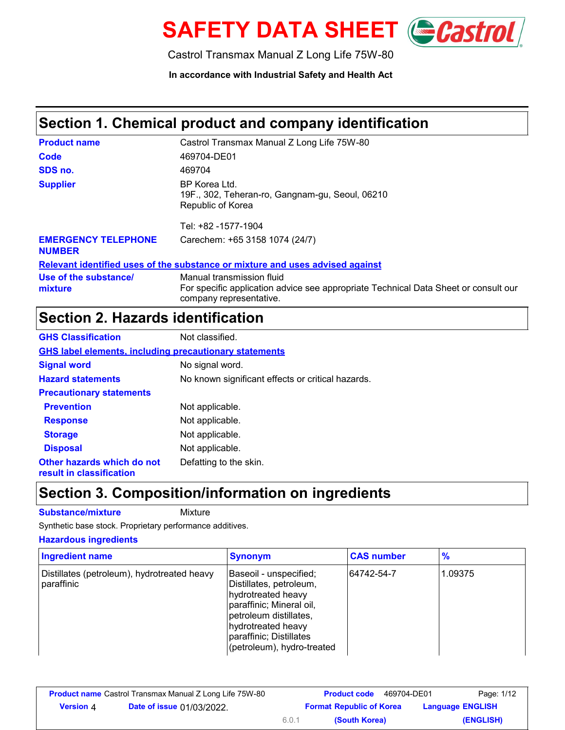# SAFETY DATA SHEET

Castrol Transmax Manual Z Long Life 75W-80

**In accordance with Industrial Safety and Health Act**

## Section 1. Chemical product and company identification

**Product name** Castrol Transmax Manual Z Long Life 75W-80

**Code** 469704-DE01

**SDS no.** 469704

**Supplier** BP Korea Ltd.
19F., 302, Teheran-ro, Gangnam-gu, Seoul, 06210
Republic of Korea

Tel: +82 -1577-1904

**EMERGENCY TELEPHONE NUMBER** Carechem: +65 3158 1074 (24/7)

**Relevant identified uses of the substance or mixture and uses advised against**

**Use of the substance/ mixture** Manual transmission fluid
For specific application advice see appropriate Technical Data Sheet or consult our company representative.

## Section 2. Hazards identification

**GHS Classification** Not classified.

**GHS label elements, including precautionary statements**

**Signal word** No signal word.

**Hazard statements** No known significant effects or critical hazards.

**Precautionary statements**

- **Prevention** Not applicable.
- **Response** Not applicable.
- **Storage** Not applicable.
- **Disposal** Not applicable.

**Other hazards which do not result in classification** Defatting to the skin.

## Section 3. Composition/information on ingredients

**Substance/mixture** Mixture

Synthetic base stock. Proprietary performance additives.

**Hazardous ingredients**

| Ingredient name | Synonym | CAS number | % |
|---|---|---|---|
| Distillates (petroleum), hydrotreated heavy paraffinic | Baseoil - unspecified; Distillates, petroleum, hydrotreated heavy paraffinic; Mineral oil, petroleum distillates, hydrotreated heavy paraffinic; Distillates (petroleum), hydro-treated | 64742-54-7 | 1.09375 |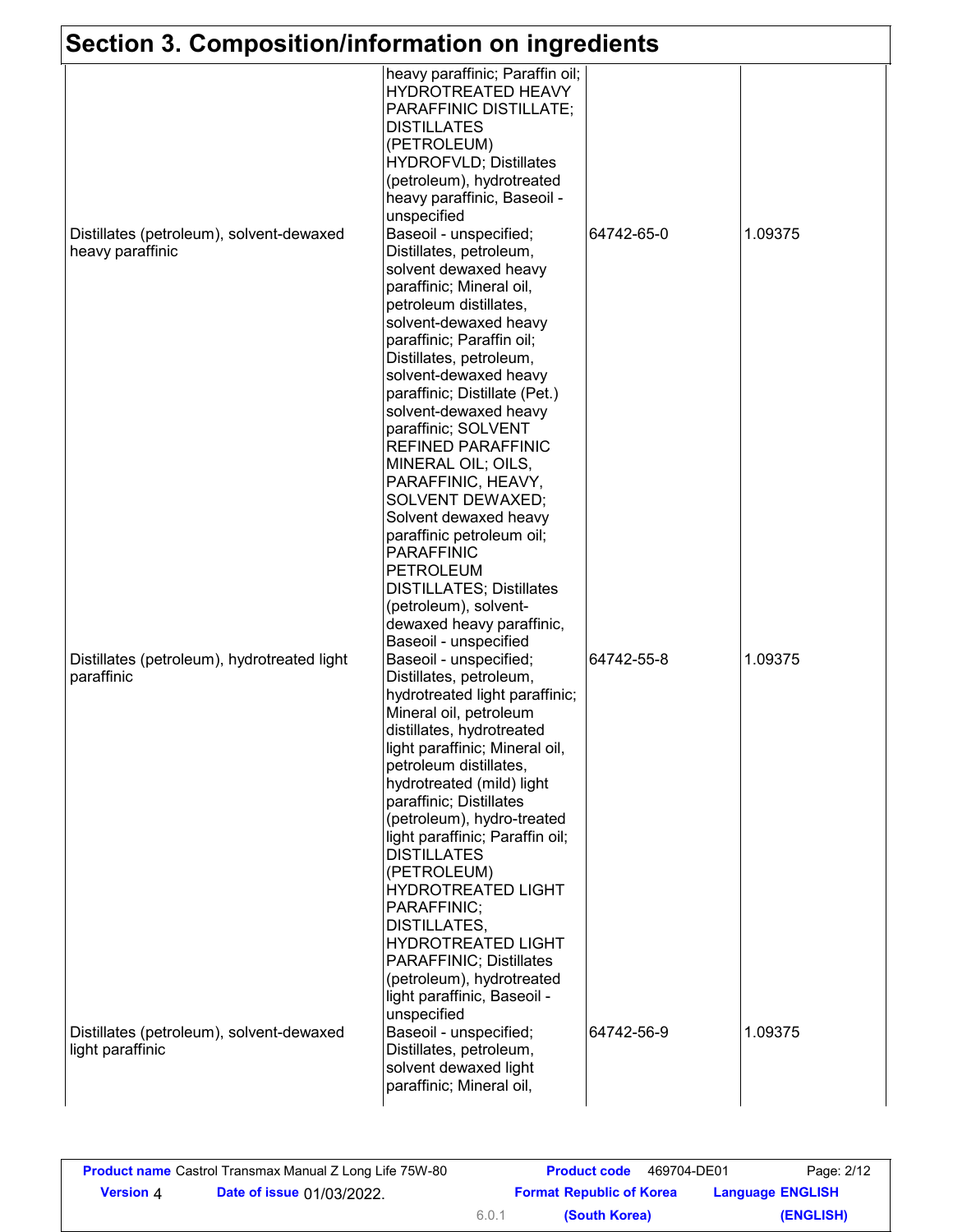## Section 3. Composition/information on ingredients

| | | | |
|---|---|---|---|
| | heavy paraffinic; Paraffin oil; HYDROTREATED HEAVY PARAFFINIC DISTILLATE; DISTILLATES (PETROLEUM) HYDROFVLD; Distillates (petroleum), hydrotreated heavy paraffinic, Baseoil - unspecified | | |
| Distillates (petroleum), solvent-dewaxed heavy paraffinic | Baseoil - unspecified; Distillates, petroleum, solvent dewaxed heavy paraffinic; Mineral oil, petroleum distillates, solvent-dewaxed heavy paraffinic; Paraffin oil; Distillates, petroleum, solvent-dewaxed heavy paraffinic; Distillate (Pet.) solvent-dewaxed heavy paraffinic; SOLVENT REFINED PARAFFINIC MINERAL OIL; OILS, PARAFFINIC, HEAVY, SOLVENT DEWAXED; Solvent dewaxed heavy paraffinic petroleum oil; PARAFFINIC PETROLEUM DISTILLATES; Distillates (petroleum), solvent-dewaxed heavy paraffinic, Baseoil - unspecified | 64742-65-0 | 1.09375 |
| Distillates (petroleum), hydrotreated light paraffinic | Baseoil - unspecified; Distillates, petroleum, hydrotreated light paraffinic; Mineral oil, petroleum distillates, hydrotreated light paraffinic; Mineral oil, petroleum distillates, hydrotreated (mild) light paraffinic; Distillates (petroleum), hydro-treated light paraffinic; Paraffin oil; DISTILLATES (PETROLEUM) HYDROTREATED LIGHT PARAFFINIC; DISTILLATES, HYDROTREATED LIGHT PARAFFINIC; Distillates (petroleum), hydrotreated light paraffinic, Baseoil - unspecified | 64742-55-8 | 1.09375 |
| Distillates (petroleum), solvent-dewaxed light paraffinic | Baseoil - unspecified; Distillates, petroleum, solvent dewaxed light paraffinic; Mineral oil, | 64742-56-9 | 1.09375 |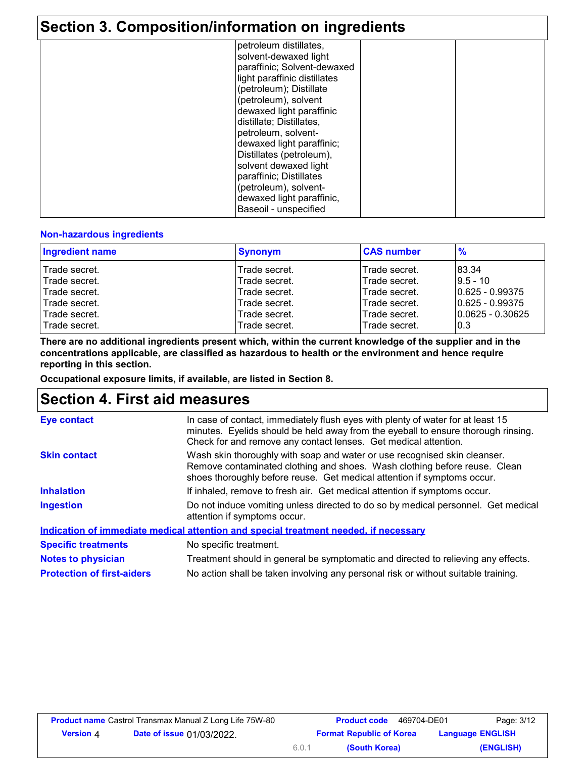## Section 3. Composition/information on ingredients

| | | | |
|---|---|---|---|
| | petroleum distillates, solvent-dewaxed light paraffinic; Solvent-dewaxed light paraffinic distillates (petroleum); Distillate (petroleum), solvent dewaxed light paraffinic distillate; Distillates, petroleum, solvent-dewaxed light paraffinic; Distillates (petroleum), solvent dewaxed light paraffinic; Distillates (petroleum), solvent-dewaxed light paraffinic, Baseoil - unspecified | | |

**Non-hazardous ingredients**

| Ingredient name | Synonym | CAS number | % |
|---|---|---|---|
| Trade secret. | Trade secret. | Trade secret. | 83.34 |
| Trade secret. | Trade secret. | Trade secret. | 9.5 - 10 |
| Trade secret. | Trade secret. | Trade secret. | 0.625 - 0.99375 |
| Trade secret. | Trade secret. | Trade secret. | 0.625 - 0.99375 |
| Trade secret. | Trade secret. | Trade secret. | 0.0625 - 0.30625 |
| Trade secret. | Trade secret. | Trade secret. | 0.3 |

**There are no additional ingredients present which, within the current knowledge of the supplier and in the concentrations applicable, are classified as hazardous to health or the environment and hence require reporting in this section.**

**Occupational exposure limits, if available, are listed in Section 8.**

## Section 4. First aid measures

**Eye contact**
In case of contact, immediately flush eyes with plenty of water for at least 15 minutes. Eyelids should be held away from the eyeball to ensure thorough rinsing. Check for and remove any contact lenses. Get medical attention.

**Skin contact**
Wash skin thoroughly with soap and water or use recognised skin cleanser. Remove contaminated clothing and shoes. Wash clothing before reuse. Clean shoes thoroughly before reuse. Get medical attention if symptoms occur.

**Inhalation**
If inhaled, remove to fresh air. Get medical attention if symptoms occur.

**Ingestion**
Do not induce vomiting unless directed to do so by medical personnel. Get medical attention if symptoms occur.

**Indication of immediate medical attention and special treatment needed, if necessary**

**Specific treatments**
No specific treatment.

**Notes to physician**
Treatment should in general be symptomatic and directed to relieving any effects.

**Protection of first-aiders**
No action shall be taken involving any personal risk or without suitable training.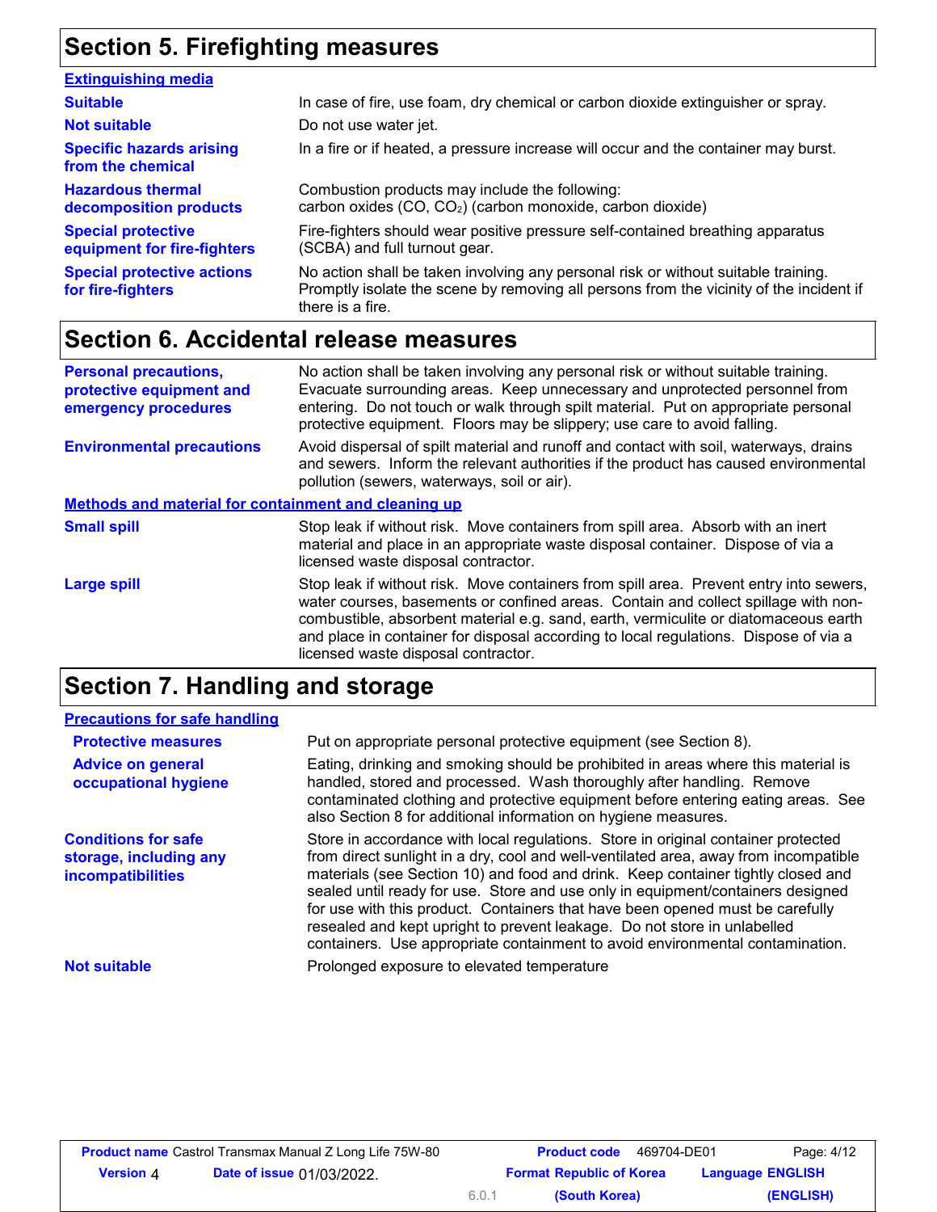## Section 5. Firefighting measures

**Extinguishing media**

| | |
|---|---|
| **Suitable** | In case of fire, use foam, dry chemical or carbon dioxide extinguisher or spray. |
| **Not suitable** | Do not use water jet. |
| **Specific hazards arising from the chemical** | In a fire or if heated, a pressure increase will occur and the container may burst. |
| **Hazardous thermal decomposition products** | Combustion products may include the following: carbon oxides (CO, $CO_2$) (carbon monoxide, carbon dioxide) |
| **Special protective equipment for fire-fighters** | Fire-fighters should wear positive pressure self-contained breathing apparatus (SCBA) and full turnout gear. |
| **Special protective actions for fire-fighters** | No action shall be taken involving any personal risk or without suitable training. Promptly isolate the scene by removing all persons from the vicinity of the incident if there is a fire. |

## Section 6. Accidental release measures

| | |
|---|---|
| **Personal precautions, protective equipment and emergency procedures** | No action shall be taken involving any personal risk or without suitable training. Evacuate surrounding areas. Keep unnecessary and unprotected personnel from entering. Do not touch or walk through spilt material. Put on appropriate personal protective equipment. Floors may be slippery; use care to avoid falling. |
| **Environmental precautions** | Avoid dispersal of spilt material and runoff and contact with soil, waterways, drains and sewers. Inform the relevant authorities if the product has caused environmental pollution (sewers, waterways, soil or air). |

**Methods and material for containment and cleaning up**

| | |
|---|---|
| **Small spill** | Stop leak if without risk. Move containers from spill area. Absorb with an inert material and place in an appropriate waste disposal container. Dispose of via a licensed waste disposal contractor. |
| **Large spill** | Stop leak if without risk. Move containers from spill area. Prevent entry into sewers, water courses, basements or confined areas. Contain and collect spillage with non-combustible, absorbent material e.g. sand, earth, vermiculite or diatomaceous earth and place in container for disposal according to local regulations. Dispose of via a licensed waste disposal contractor. |

## Section 7. Handling and storage

**Precautions for safe handling**

| | |
|---|---|
| **Protective measures** | Put on appropriate personal protective equipment (see Section 8). |
| **Advice on general occupational hygiene** | Eating, drinking and smoking should be prohibited in areas where this material is handled, stored and processed. Wash thoroughly after handling. Remove contaminated clothing and protective equipment before entering eating areas. See also Section 8 for additional information on hygiene measures. |
| **Conditions for safe storage, including any incompatibilities** | Store in accordance with local regulations. Store in original container protected from direct sunlight in a dry, cool and well-ventilated area, away from incompatible materials (see Section 10) and food and drink. Keep container tightly closed and sealed until ready for use. Store and use only in equipment/containers designed for use with this product. Containers that have been opened must be carefully resealed and kept upright to prevent leakage. Do not store in unlabelled containers. Use appropriate containment to avoid environmental contamination. |
| **Not suitable** | Prolonged exposure to elevated temperature |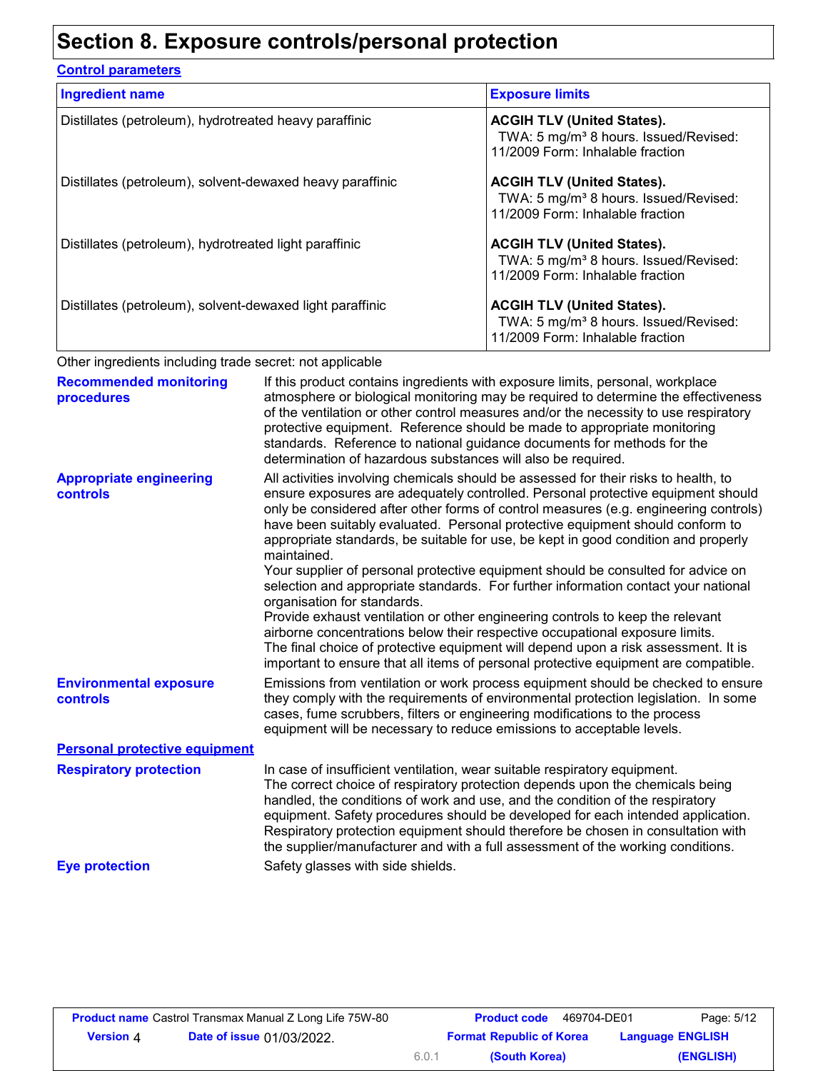# Section 8. Exposure controls/personal protection

**Control parameters**

| Ingredient name | Exposure limits |
|---|---|
| Distillates (petroleum), hydrotreated heavy paraffinic | **ACGIH TLV (United States).** TWA: 5 mg/m³ 8 hours. Issued/Revised: 11/2009 Form: Inhalable fraction |
| Distillates (petroleum), solvent-dewaxed heavy paraffinic | **ACGIH TLV (United States).** TWA: 5 mg/m³ 8 hours. Issued/Revised: 11/2009 Form: Inhalable fraction |
| Distillates (petroleum), hydrotreated light paraffinic | **ACGIH TLV (United States).** TWA: 5 mg/m³ 8 hours. Issued/Revised: 11/2009 Form: Inhalable fraction |
| Distillates (petroleum), solvent-dewaxed light paraffinic | **ACGIH TLV (United States).** TWA: 5 mg/m³ 8 hours. Issued/Revised: 11/2009 Form: Inhalable fraction |

Other ingredients including trade secret: not applicable

**Recommended monitoring procedures**

If this product contains ingredients with exposure limits, personal, workplace atmosphere or biological monitoring may be required to determine the effectiveness of the ventilation or other control measures and/or the necessity to use respiratory protective equipment. Reference should be made to appropriate monitoring standards. Reference to national guidance documents for methods for the determination of hazardous substances will also be required.

**Appropriate engineering controls**

All activities involving chemicals should be assessed for their risks to health, to ensure exposures are adequately controlled. Personal protective equipment should only be considered after other forms of control measures (e.g. engineering controls) have been suitably evaluated. Personal protective equipment should conform to appropriate standards, be suitable for use, be kept in good condition and properly maintained.
Your supplier of personal protective equipment should be consulted for advice on selection and appropriate standards. For further information contact your national organisation for standards.
Provide exhaust ventilation or other engineering controls to keep the relevant airborne concentrations below their respective occupational exposure limits.
The final choice of protective equipment will depend upon a risk assessment. It is important to ensure that all items of personal protective equipment are compatible.

**Environmental exposure controls**

Emissions from ventilation or work process equipment should be checked to ensure they comply with the requirements of environmental protection legislation. In some cases, fume scrubbers, filters or engineering modifications to the process equipment will be necessary to reduce emissions to acceptable levels.

**Personal protective equipment**

**Respiratory protection**

In case of insufficient ventilation, wear suitable respiratory equipment.
The correct choice of respiratory protection depends upon the chemicals being handled, the conditions of work and use, and the condition of the respiratory equipment. Safety procedures should be developed for each intended application. Respiratory protection equipment should therefore be chosen in consultation with the supplier/manufacturer and with a full assessment of the working conditions.

**Eye protection**

Safety glasses with side shields.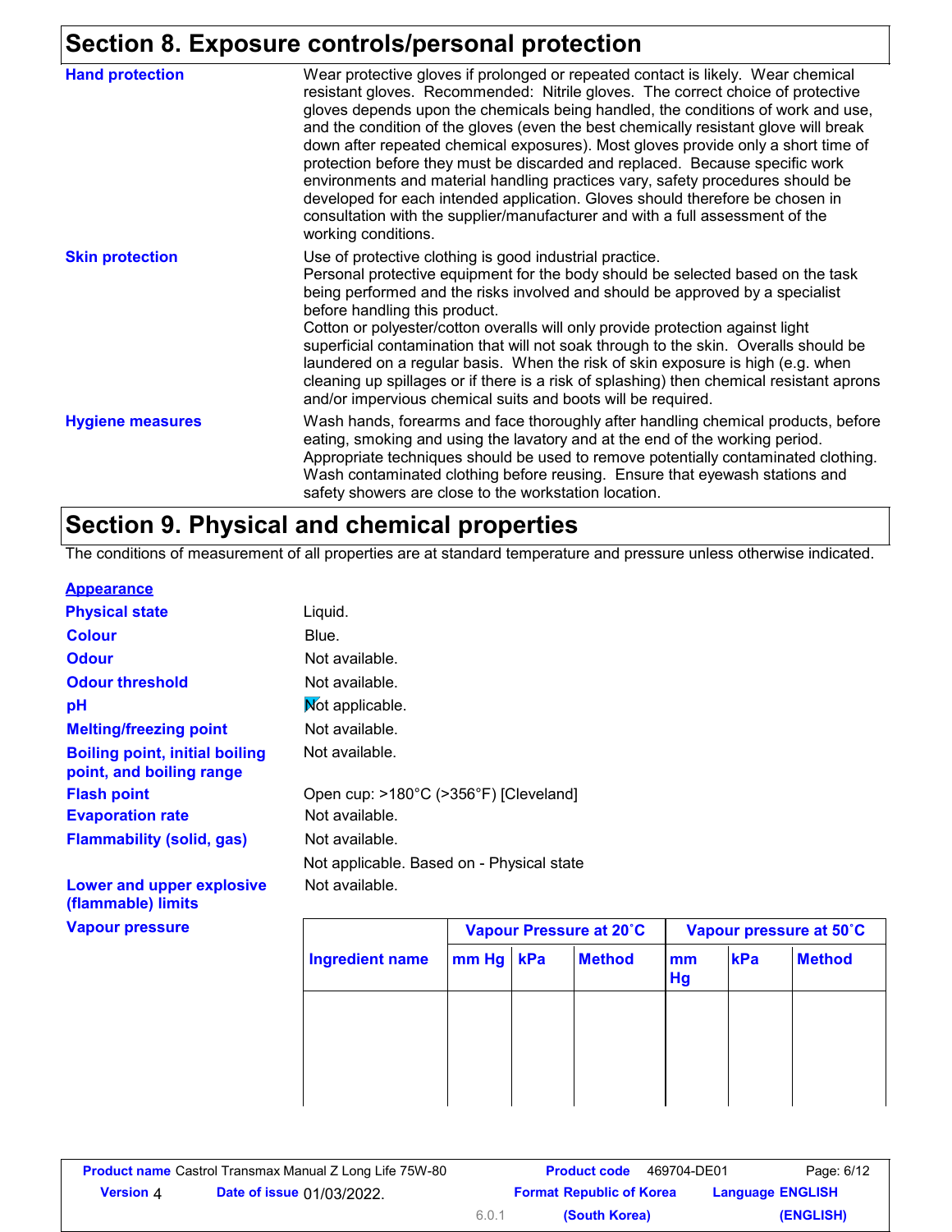## Section 8. Exposure controls/personal protection

**Hand protection**

Wear protective gloves if prolonged or repeated contact is likely. Wear chemical resistant gloves. Recommended: Nitrile gloves. The correct choice of protective gloves depends upon the chemicals being handled, the conditions of work and use, and the condition of the gloves (even the best chemically resistant glove will break down after repeated chemical exposures). Most gloves provide only a short time of protection before they must be discarded and replaced. Because specific work environments and material handling practices vary, safety procedures should be developed for each intended application. Gloves should therefore be chosen in consultation with the supplier/manufacturer and with a full assessment of the working conditions.

**Skin protection**

Use of protective clothing is good industrial practice.
Personal protective equipment for the body should be selected based on the task being performed and the risks involved and should be approved by a specialist before handling this product.
Cotton or polyester/cotton overalls will only provide protection against light superficial contamination that will not soak through to the skin. Overalls should be laundered on a regular basis. When the risk of skin exposure is high (e.g. when cleaning up spillages or if there is a risk of splashing) then chemical resistant aprons and/or impervious chemical suits and boots will be required.

**Hygiene measures**

Wash hands, forearms and face thoroughly after handling chemical products, before eating, smoking and using the lavatory and at the end of the working period. Appropriate techniques should be used to remove potentially contaminated clothing. Wash contaminated clothing before reusing. Ensure that eyewash stations and safety showers are close to the workstation location.

## Section 9. Physical and chemical properties

The conditions of measurement of all properties are at standard temperature and pressure unless otherwise indicated.

**Appearance**

**Physical state**: Liquid.

**Colour**: Blue.

**Odour**: Not available.

**Odour threshold**: Not available.

**pH**: Not applicable.

**Melting/freezing point**: Not available.

**Boiling point, initial boiling point, and boiling range**: Not available.

**Flash point**: Open cup: >180°C (>356°F) [Cleveland]

**Evaporation rate**: Not available.

**Flammability (solid, gas)**: Not available.

Not applicable. Based on - Physical state

**Lower and upper explosive (flammable) limits**: Not available.

**Vapour pressure**

| Ingredient name | Vapour Pressure at 20˚C | | | Vapour pressure at 50˚C | | |
|---|---|---|---|---|---|---|
| | mm Hg | kPa | Method | mm Hg | kPa | Method |
| | | | | | | |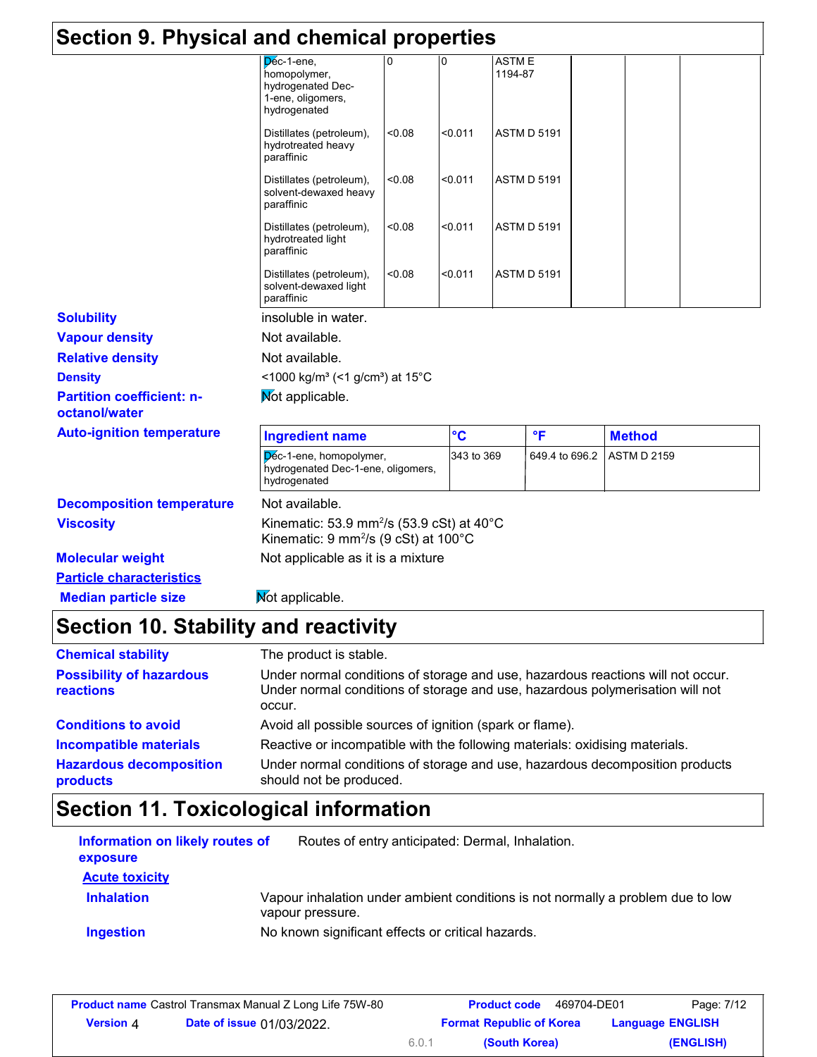# Section 9. Physical and chemical properties

| | | | | | | |
|---|---|---|---|---|---|---|
| Dec-1-ene, homopolymer, hydrogenated Dec-1-ene, oligomers, hydrogenated | 0 | 0 | ASTM E 1194-87 | | | |
| Distillates (petroleum), hydrotreated heavy paraffinic | <0.08 | <0.011 | ASTM D 5191 | | | |
| Distillates (petroleum), solvent-dewaxed heavy paraffinic | <0.08 | <0.011 | ASTM D 5191 | | | |
| Distillates (petroleum), hydrotreated light paraffinic | <0.08 | <0.011 | ASTM D 5191 | | | |
| Distillates (petroleum), solvent-dewaxed light paraffinic | <0.08 | <0.011 | ASTM D 5191 | | | |

**Solubility**: insoluble in water.

**Vapour density**: Not available.

**Relative density**: Not available.

**Density**: <1000 kg/m³ (<1 g/cm³) at 15°C

**Partition coefficient: n-octanol/water**: Not applicable.

**Auto-ignition temperature**

| Ingredient name | °C | °F | Method |
|---|---|---|---|
| Dec-1-ene, homopolymer, hydrogenated Dec-1-ene, oligomers, hydrogenated | 343 to 369 | 649.4 to 696.2 | ASTM D 2159 |

**Decomposition temperature**: Not available.

**Viscosity**: Kinematic: 53.9 mm²/s (53.9 cSt) at 40°C
Kinematic: 9 mm²/s (9 cSt) at 100°C

**Molecular weight**: Not applicable as it is a mixture

**Particle characteristics**

**Median particle size**: Not applicable.

# Section 10. Stability and reactivity

**Chemical stability**: The product is stable.

**Possibility of hazardous reactions**: Under normal conditions of storage and use, hazardous reactions will not occur.
Under normal conditions of storage and use, hazardous polymerisation will not occur.

**Conditions to avoid**: Avoid all possible sources of ignition (spark or flame).

**Incompatible materials**: Reactive or incompatible with the following materials: oxidising materials.

**Hazardous decomposition products**: Under normal conditions of storage and use, hazardous decomposition products should not be produced.

# Section 11. Toxicological information

**Information on likely routes of exposure**: Routes of entry anticipated: Dermal, Inhalation.

**Acute toxicity**

**Inhalation**: Vapour inhalation under ambient conditions is not normally a problem due to low vapour pressure.

**Ingestion**: No known significant effects or critical hazards.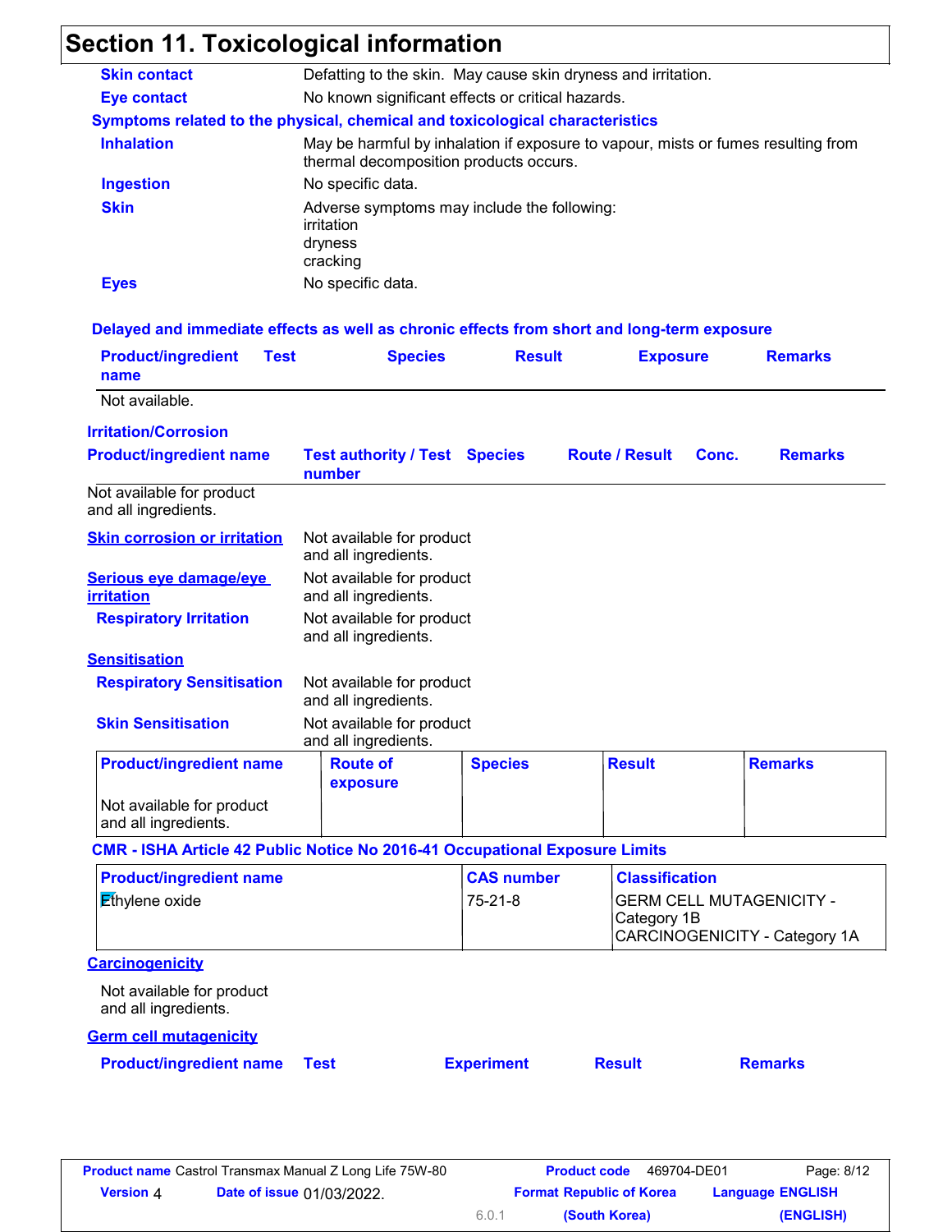## Section 11. Toxicological information

**Skin contact** Defatting to the skin. May cause skin dryness and irritation.

**Eye contact** No known significant effects or critical hazards.

### Symptoms related to the physical, chemical and toxicological characteristics

**Inhalation** May be harmful by inhalation if exposure to vapour, mists or fumes resulting from thermal decomposition products occurs.

**Ingestion** No specific data.

**Skin** Adverse symptoms may include the following:
irritation
dryness
cracking

**Eyes** No specific data.

### Delayed and immediate effects as well as chronic effects from short and long-term exposure

| Product/ingredient name | Test | Species | Result | Exposure | Remarks |
|---|---|---|---|---|---|
| Not available. | | | | | |

### Irritation/Corrosion

| Product/ingredient name | Test authority / Test number | Species | Route / Result | Conc. | Remarks |
|---|---|---|---|---|---|
| Not available for product and all ingredients. | | | | | |

**Skin corrosion or irritation** Not available for product and all ingredients.

**Serious eye damage/eye irritation** Not available for product and all ingredients.

**Respiratory Irritation** Not available for product and all ingredients.

### Sensitisation

**Respiratory Sensitisation** Not available for product and all ingredients.

**Skin Sensitisation** Not available for product and all ingredients.

| Product/ingredient name | Route of exposure | Species | Result | Remarks |
|---|---|---|---|---|
| Not available for product and all ingredients. | | | | |

### CMR - ISHA Article 42 Public Notice No 2016-41 Occupational Exposure Limits

| Product/ingredient name | CAS number | Classification |
|---|---|---|
| Ethylene oxide | 75-21-8 | GERM CELL MUTAGENICITY - Category 1B<br>CARCINOGENICITY - Category 1A |

### Carcinogenicity

Not available for product and all ingredients.

### Germ cell mutagenicity

| Product/ingredient name | Test | Experiment | Result | Remarks |
|---|---|---|---|---|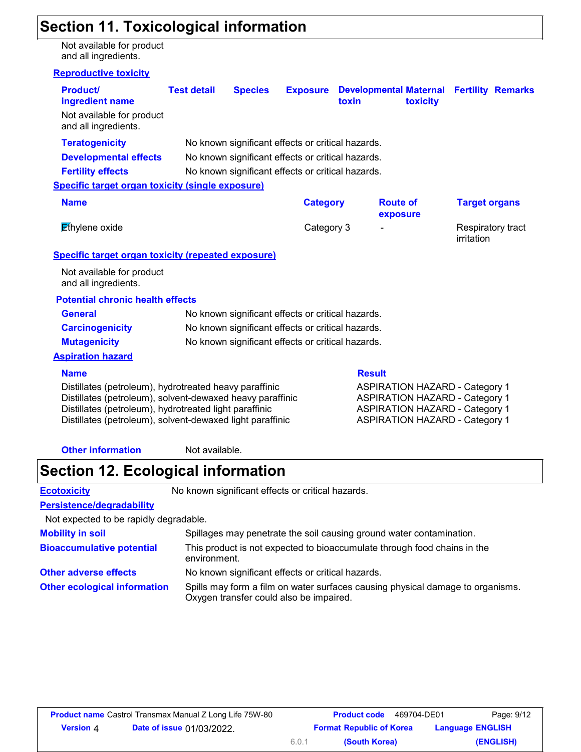## Section 11. Toxicological information

Not available for product and all ingredients.

**Reproductive toxicity**

| Product/ ingredient name | Test detail | Species | Exposure | Developmental toxin | Maternal toxicity | Fertility | Remarks |
|---|---|---|---|---|---|---|---|
| Not available for product and all ingredients. | | | | | | | |

**Teratogenicity** No known significant effects or critical hazards.

**Developmental effects** No known significant effects or critical hazards.

**Fertility effects** No known significant effects or critical hazards.

**Specific target organ toxicity (single exposure)**

| Name | Category | Route of exposure | Target organs |
|---|---|---|---|
| Ethylene oxide | Category 3 | - | Respiratory tract irritation |

**Specific target organ toxicity (repeated exposure)**

Not available for product and all ingredients.

**Potential chronic health effects**

**General** No known significant effects or critical hazards.

**Carcinogenicity** No known significant effects or critical hazards.

**Mutagenicity** No known significant effects or critical hazards.

**Aspiration hazard**

| Name | Result |
|---|---|
| Distillates (petroleum), hydrotreated heavy paraffinic | ASPIRATION HAZARD - Category 1 |
| Distillates (petroleum), solvent-dewaxed heavy paraffinic | ASPIRATION HAZARD - Category 1 |
| Distillates (petroleum), hydrotreated light paraffinic | ASPIRATION HAZARD - Category 1 |
| Distillates (petroleum), solvent-dewaxed light paraffinic | ASPIRATION HAZARD - Category 1 |

**Other information** Not available.

## Section 12. Ecological information

**Ecotoxicity** No known significant effects or critical hazards.

**Persistence/degradability**

Not expected to be rapidly degradable.

**Mobility in soil** Spillages may penetrate the soil causing ground water contamination.

**Bioaccumulative potential** This product is not expected to bioaccumulate through food chains in the environment.

**Other adverse effects** No known significant effects or critical hazards.

**Other ecological information** Spills may form a film on water surfaces causing physical damage to organisms. Oxygen transfer could also be impaired.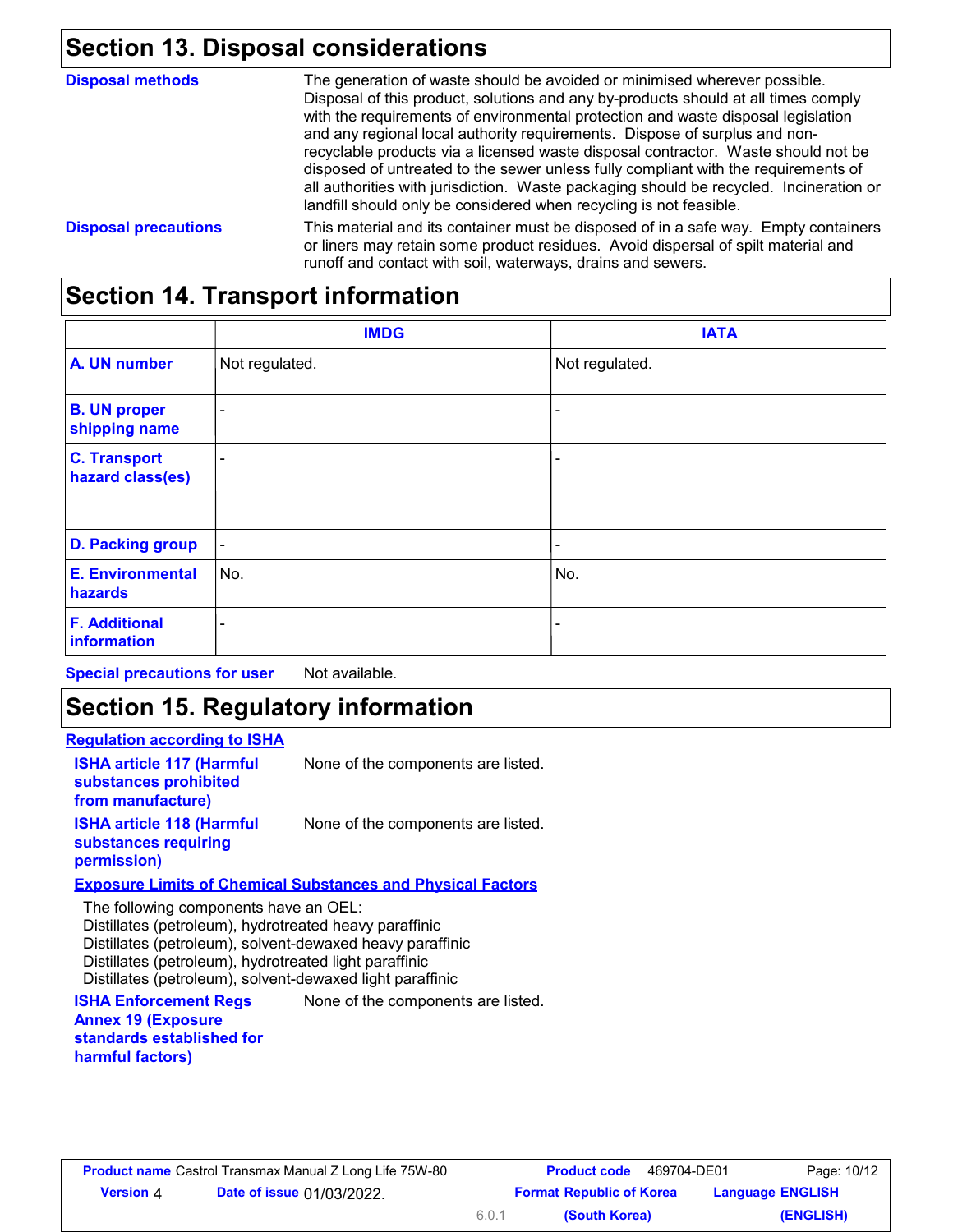## Section 13. Disposal considerations

**Disposal methods**

The generation of waste should be avoided or minimised wherever possible. Disposal of this product, solutions and any by-products should at all times comply with the requirements of environmental protection and waste disposal legislation and any regional local authority requirements. Dispose of surplus and non-recyclable products via a licensed waste disposal contractor. Waste should not be disposed of untreated to the sewer unless fully compliant with the requirements of all authorities with jurisdiction. Waste packaging should be recycled. Incineration or landfill should only be considered when recycling is not feasible.

**Disposal precautions**

This material and its container must be disposed of in a safe way. Empty containers or liners may retain some product residues. Avoid dispersal of spilt material and runoff and contact with soil, waterways, drains and sewers.

## Section 14. Transport information

| | IMDG | IATA |
|---|---|---|
| **A. UN number** | Not regulated. | Not regulated. |
| **B. UN proper shipping name** | - | - |
| **C. Transport hazard class(es)** | - | - |
| **D. Packing group** | - | - |
| **E. Environmental hazards** | No. | No. |
| **F. Additional information** | - | - |

**Special precautions for user** Not available.

## Section 15. Regulatory information

**Regulation according to ISHA**

**ISHA article 117 (Harmful substances prohibited from manufacture)** None of the components are listed.

**ISHA article 118 (Harmful substances requiring permission)** None of the components are listed.

**Exposure Limits of Chemical Substances and Physical Factors**

The following components have an OEL:
Distillates (petroleum), hydrotreated heavy paraffinic
Distillates (petroleum), solvent-dewaxed heavy paraffinic
Distillates (petroleum), hydrotreated light paraffinic
Distillates (petroleum), solvent-dewaxed light paraffinic

**ISHA Enforcement Regs Annex 19 (Exposure standards established for harmful factors)** None of the components are listed.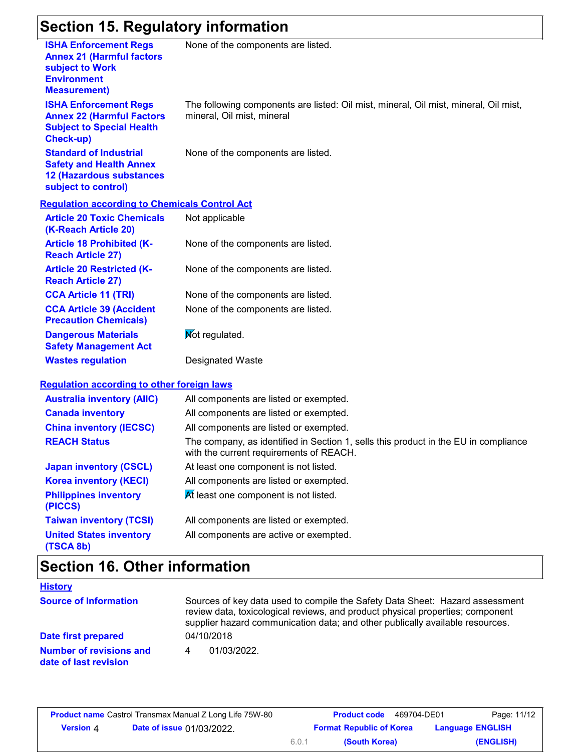## Section 15. Regulatory information

| | |
|---|---|
| **ISHA Enforcement Regs Annex 21 (Harmful factors subject to Work Environment Measurement)** | None of the components are listed. |
| **ISHA Enforcement Regs Annex 22 (Harmful Factors Subject to Special Health Check-up)** | The following components are listed: Oil mist, mineral, Oil mist, mineral, Oil mist, mineral, Oil mist, mineral |
| **Standard of Industrial Safety and Health Annex 12 (Hazardous substances subject to control)** | None of the components are listed. |

**Regulation according to Chemicals Control Act**

| | |
|---|---|
| **Article 20 Toxic Chemicals (K-Reach Article 20)** | Not applicable |
| **Article 18 Prohibited (K-Reach Article 27)** | None of the components are listed. |
| **Article 20 Restricted (K-Reach Article 27)** | None of the components are listed. |
| **CCA Article 11 (TRI)** | None of the components are listed. |
| **CCA Article 39 (Accident Precaution Chemicals)** | None of the components are listed. |
| **Dangerous Materials Safety Management Act** | Not regulated. |
| **Wastes regulation** | Designated Waste |

**Regulation according to other foreign laws**

| | |
|---|---|
| **Australia inventory (AIIC)** | All components are listed or exempted. |
| **Canada inventory** | All components are listed or exempted. |
| **China inventory (IECSC)** | All components are listed or exempted. |
| **REACH Status** | The company, as identified in Section 1, sells this product in the EU in compliance with the current requirements of REACH. |
| **Japan inventory (CSCL)** | At least one component is not listed. |
| **Korea inventory (KECI)** | All components are listed or exempted. |
| **Philippines inventory (PICCS)** | At least one component is not listed. |
| **Taiwan inventory (TCSI)** | All components are listed or exempted. |
| **United States inventory (TSCA 8b)** | All components are active or exempted. |

## Section 16. Other information

**History**

| | |
|---|---|
| **Source of Information** | Sources of key data used to compile the Safety Data Sheet: Hazard assessment review data, toxicological reviews, and product physical properties; component supplier hazard communication data; and other publically available resources. |
| **Date first prepared** | 04/10/2018 |
| **Number of revisions and date of last revision** | 4 01/03/2022. |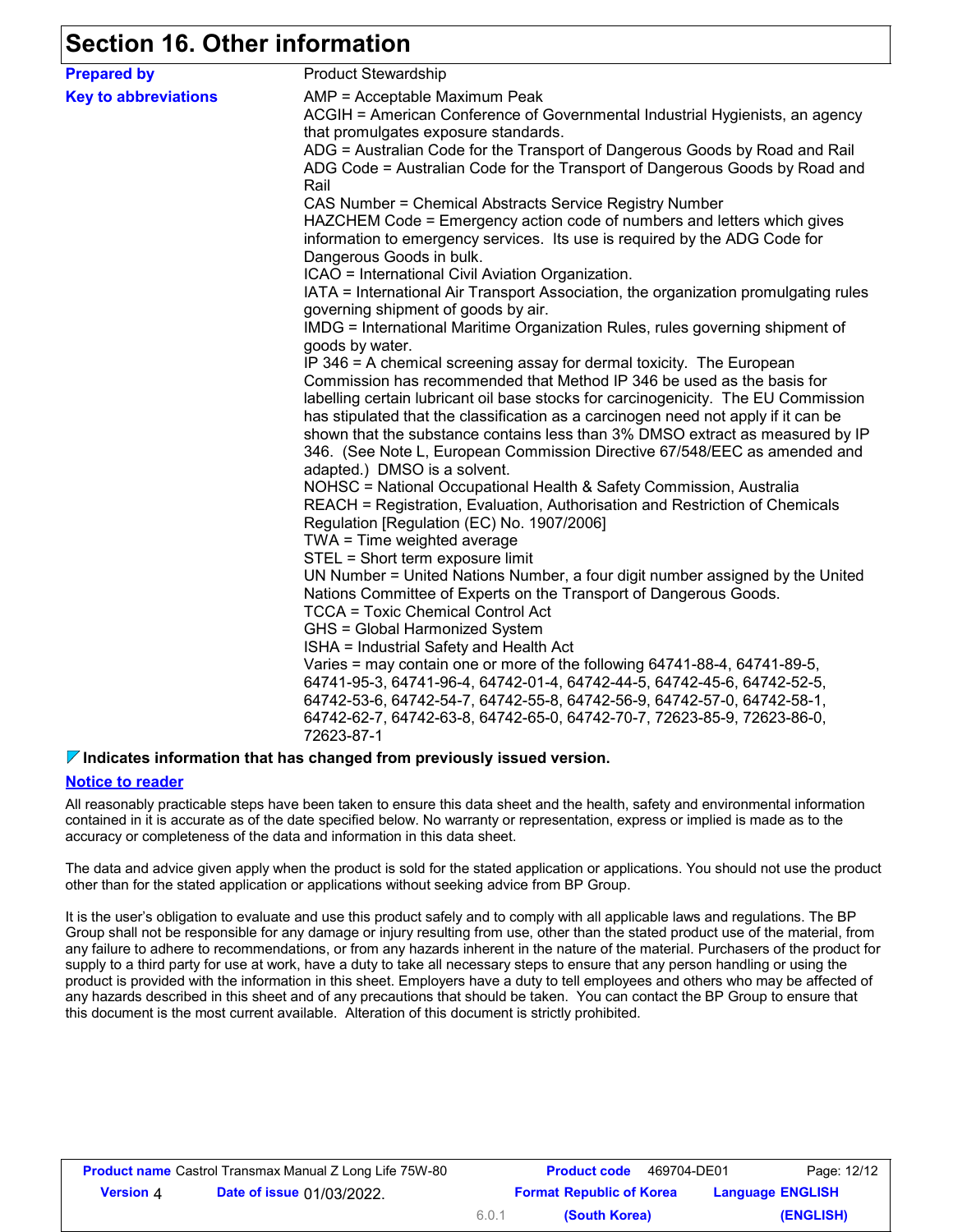## Section 16. Other information

**Prepared by** Product Stewardship

**Key to abbreviations**

AMP = Acceptable Maximum Peak
ACGIH = American Conference of Governmental Industrial Hygienists, an agency that promulgates exposure standards.
ADG = Australian Code for the Transport of Dangerous Goods by Road and Rail
ADG Code = Australian Code for the Transport of Dangerous Goods by Road and Rail
CAS Number = Chemical Abstracts Service Registry Number
HAZCHEM Code = Emergency action code of numbers and letters which gives information to emergency services. Its use is required by the ADG Code for Dangerous Goods in bulk.
ICAO = International Civil Aviation Organization.
IATA = International Air Transport Association, the organization promulgating rules governing shipment of goods by air.
IMDG = International Maritime Organization Rules, rules governing shipment of goods by water.
IP 346 = A chemical screening assay for dermal toxicity. The European Commission has recommended that Method IP 346 be used as the basis for labelling certain lubricant oil base stocks for carcinogenicity. The EU Commission has stipulated that the classification as a carcinogen need not apply if it can be shown that the substance contains less than 3% DMSO extract as measured by IP 346. (See Note L, European Commission Directive 67/548/EEC as amended and adapted.) DMSO is a solvent.
NOHSC = National Occupational Health & Safety Commission, Australia
REACH = Registration, Evaluation, Authorisation and Restriction of Chemicals Regulation [Regulation (EC) No. 1907/2006]
TWA = Time weighted average
STEL = Short term exposure limit
UN Number = United Nations Number, a four digit number assigned by the United Nations Committee of Experts on the Transport of Dangerous Goods.
TCCA = Toxic Chemical Control Act
GHS = Global Harmonized System
ISHA = Industrial Safety and Health Act
Varies = may contain one or more of the following 64741-88-4, 64741-89-5, 64741-95-3, 64741-96-4, 64742-01-4, 64742-44-5, 64742-45-6, 64742-52-5, 64742-53-6, 64742-54-7, 64742-55-8, 64742-56-9, 64742-57-0, 64742-58-1, 64742-62-7, 64742-63-8, 64742-65-0, 64742-70-7, 72623-85-9, 72623-86-0, 72623-87-1

**Indicates information that has changed from previously issued version.**

### Notice to reader

All reasonably practicable steps have been taken to ensure this data sheet and the health, safety and environmental information contained in it is accurate as of the date specified below. No warranty or representation, express or implied is made as to the accuracy or completeness of the data and information in this data sheet.

The data and advice given apply when the product is sold for the stated application or applications. You should not use the product other than for the stated application or applications without seeking advice from BP Group.

It is the user's obligation to evaluate and use this product safely and to comply with all applicable laws and regulations. The BP Group shall not be responsible for any damage or injury resulting from use, other than the stated product use of the material, from any failure to adhere to recommendations, or from any hazards inherent in the nature of the material. Purchasers of the product for supply to a third party for use at work, have a duty to take all necessary steps to ensure that any person handling or using the product is provided with the information in this sheet. Employers have a duty to tell employees and others who may be affected of any hazards described in this sheet and of any precautions that should be taken. You can contact the BP Group to ensure that this document is the most current available. Alteration of this document is strictly prohibited.